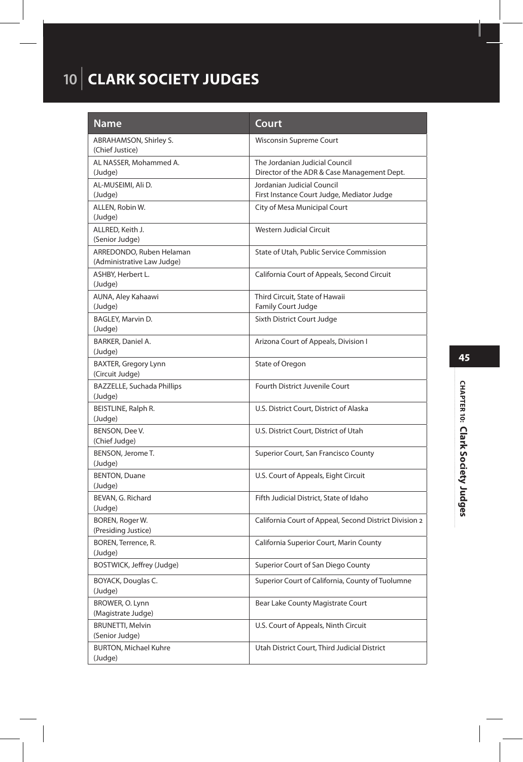# 10 CLARK SOCIETY JUDGES

| Name | Court |
|---|---|
| ABRAHAMSON, Shirley S. (Chief Justice) | Wisconsin Supreme Court |
| AL NASSER, Mohammed A. (Judge) | The Jordanian Judicial Council Director of the ADR & Case Management Dept. |
| AL-MUSEIMI, Ali D. (Judge) | Jordanian Judicial Council First Instance Court Judge, Mediator Judge |
| ALLEN, Robin W. (Judge) | City of Mesa Municipal Court |
| ALLRED, Keith J. (Senior Judge) | Western Judicial Circuit |
| ARREDONDO, Ruben Helaman (Administrative Law Judge) | State of Utah, Public Service Commission |
| ASHBY, Herbert L. (Judge) | California Court of Appeals, Second Circuit |
| AUNA, Aley Kahaawi (Judge) | Third Circuit, State of Hawaii Family Court Judge |
| BAGLEY, Marvin D. (Judge) | Sixth District Court Judge |
| BARKER, Daniel A. (Judge) | Arizona Court of Appeals, Division I |
| BAXTER, Gregory Lynn (Circuit Judge) | State of Oregon |
| BAZZELLE, Suchada Phillips (Judge) | Fourth District Juvenile Court |
| BEISTLINE, Ralph R. (Judge) | U.S. District Court, District of Alaska |
| BENSON, Dee V. (Chief Judge) | U.S. District Court, District of Utah |
| BENSON, Jerome T. (Judge) | Superior Court, San Francisco County |
| BENTON, Duane (Judge) | U.S. Court of Appeals, Eight Circuit |
| BEVAN, G. Richard (Judge) | Fifth Judicial District, State of Idaho |
| BOREN, Roger W. (Presiding Justice) | California Court of Appeal, Second District Division 2 |
| BOREN, Terrence, R. (Judge) | California Superior Court, Marin County |
| BOSTWICK, Jeffrey (Judge) | Superior Court of San Diego County |
| BOYACK, Douglas C. (Judge) | Superior Court of California, County of Tuolumne |
| BROWER, O. Lynn (Magistrate Judge) | Bear Lake County Magistrate Court |
| BRUNETTI, Melvin (Senior Judge) | U.S. Court of Appeals, Ninth Circuit |
| BURTON, Michael Kuhre (Judge) | Utah District Court, Third Judicial District |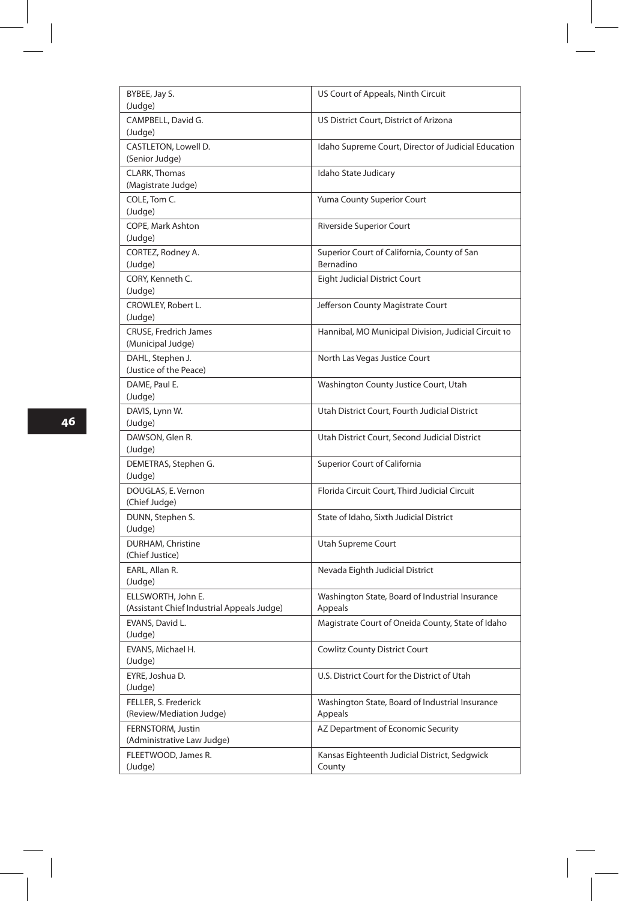| | |
|---|---|
| BYBEE, Jay S.<br>(Judge) | US Court of Appeals, Ninth Circuit |
| CAMPBELL, David G.<br>(Judge) | US District Court, District of Arizona |
| CASTLETON, Lowell D.<br>(Senior Judge) | Idaho Supreme Court, Director of Judicial Education |
| CLARK, Thomas<br>(Magistrate Judge) | Idaho State Judicary |
| COLE, Tom C.<br>(Judge) | Yuma County Superior Court |
| COPE, Mark Ashton<br>(Judge) | Riverside Superior Court |
| CORTEZ, Rodney A.<br>(Judge) | Superior Court of California, County of San Bernadino |
| CORY, Kenneth C.<br>(Judge) | Eight Judicial District Court |
| CROWLEY, Robert L.<br>(Judge) | Jefferson County Magistrate Court |
| CRUSE, Fredrich James<br>(Municipal Judge) | Hannibal, MO Municipal Division, Judicial Circuit 10 |
| DAHL, Stephen J.<br>(Justice of the Peace) | North Las Vegas Justice Court |
| DAME, Paul E.<br>(Judge) | Washington County Justice Court, Utah |
| DAVIS, Lynn W.<br>(Judge) | Utah District Court, Fourth Judicial District |
| DAWSON, Glen R.<br>(Judge) | Utah District Court, Second Judicial District |
| DEMETRAS, Stephen G.<br>(Judge) | Superior Court of California |
| DOUGLAS, E. Vernon<br>(Chief Judge) | Florida Circuit Court, Third Judicial Circuit |
| DUNN, Stephen S.<br>(Judge) | State of Idaho, Sixth Judicial District |
| DURHAM, Christine<br>(Chief Justice) | Utah Supreme Court |
| EARL, Allan R.<br>(Judge) | Nevada Eighth Judicial District |
| ELLSWORTH, John E.<br>(Assistant Chief Industrial Appeals Judge) | Washington State, Board of Industrial Insurance Appeals |
| EVANS, David L.<br>(Judge) | Magistrate Court of Oneida County, State of Idaho |
| EVANS, Michael H.<br>(Judge) | Cowlitz County District Court |
| EYRE, Joshua D.<br>(Judge) | U.S. District Court for the District of Utah |
| FELLER, S. Frederick<br>(Review/Mediation Judge) | Washington State, Board of Industrial Insurance Appeals |
| FERNSTORM, Justin<br>(Administrative Law Judge) | AZ Department of Economic Security |
| FLEETWOOD, James R.<br>(Judge) | Kansas Eighteenth Judicial District, Sedgwick County |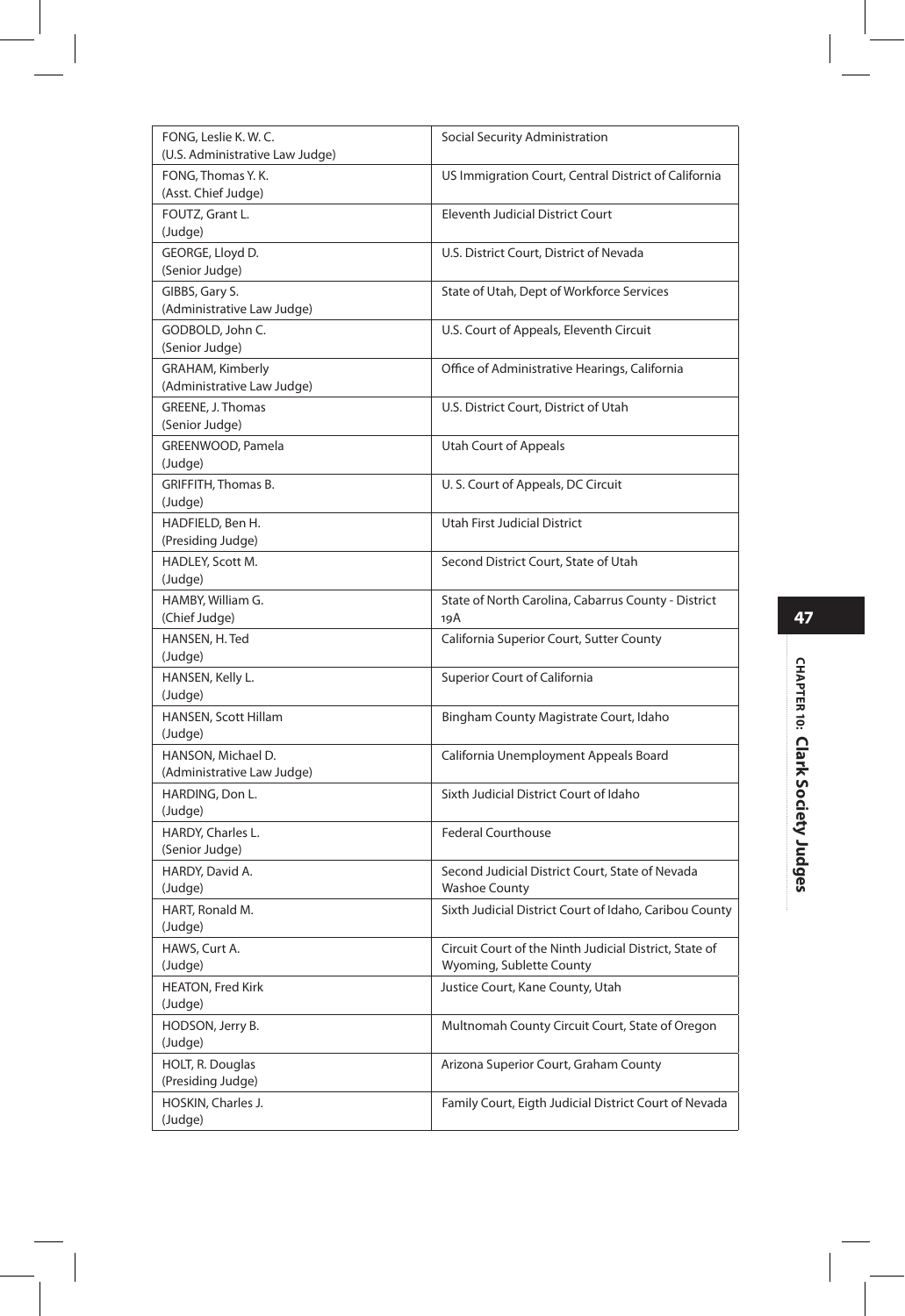| | |
|---|---|
| FONG, Leslie K. W. C.<br>(U.S. Administrative Law Judge) | Social Security Administration |
| FONG, Thomas Y. K.<br>(Asst. Chief Judge) | US Immigration Court, Central District of California |
| FOUTZ, Grant L.<br>(Judge) | Eleventh Judicial District Court |
| GEORGE, Lloyd D.<br>(Senior Judge) | U.S. District Court, District of Nevada |
| GIBBS, Gary S.<br>(Administrative Law Judge) | State of Utah, Dept of Workforce Services |
| GODBOLD, John C.<br>(Senior Judge) | U.S. Court of Appeals, Eleventh Circuit |
| GRAHAM, Kimberly<br>(Administrative Law Judge) | Office of Administrative Hearings, California |
| GREENE, J. Thomas<br>(Senior Judge) | U.S. District Court, District of Utah |
| GREENWOOD, Pamela<br>(Judge) | Utah Court of Appeals |
| GRIFFITH, Thomas B.<br>(Judge) | U. S. Court of Appeals, DC Circuit |
| HADFIELD, Ben H.<br>(Presiding Judge) | Utah First Judicial District |
| HADLEY, Scott M.<br>(Judge) | Second District Court, State of Utah |
| HAMBY, William G.<br>(Chief Judge) | State of North Carolina, Cabarrus County - District 19A |
| HANSEN, H. Ted<br>(Judge) | California Superior Court, Sutter County |
| HANSEN, Kelly L.<br>(Judge) | Superior Court of California |
| HANSEN, Scott Hillam<br>(Judge) | Bingham County Magistrate Court, Idaho |
| HANSON, Michael D.<br>(Administrative Law Judge) | California Unemployment Appeals Board |
| HARDING, Don L.<br>(Judge) | Sixth Judicial District Court of Idaho |
| HARDY, Charles L.<br>(Senior Judge) | Federal Courthouse |
| HARDY, David A.<br>(Judge) | Second Judicial District Court, State of Nevada Washoe County |
| HART, Ronald M.<br>(Judge) | Sixth Judicial District Court of Idaho, Caribou County |
| HAWS, Curt A.<br>(Judge) | Circuit Court of the Ninth Judicial District, State of Wyoming, Sublette County |
| HEATON, Fred Kirk<br>(Judge) | Justice Court, Kane County, Utah |
| HODSON, Jerry B.<br>(Judge) | Multnomah County Circuit Court, State of Oregon |
| HOLT, R. Douglas<br>(Presiding Judge) | Arizona Superior Court, Graham County |
| HOSKIN, Charles J.<br>(Judge) | Family Court, Eigth Judicial District Court of Nevada |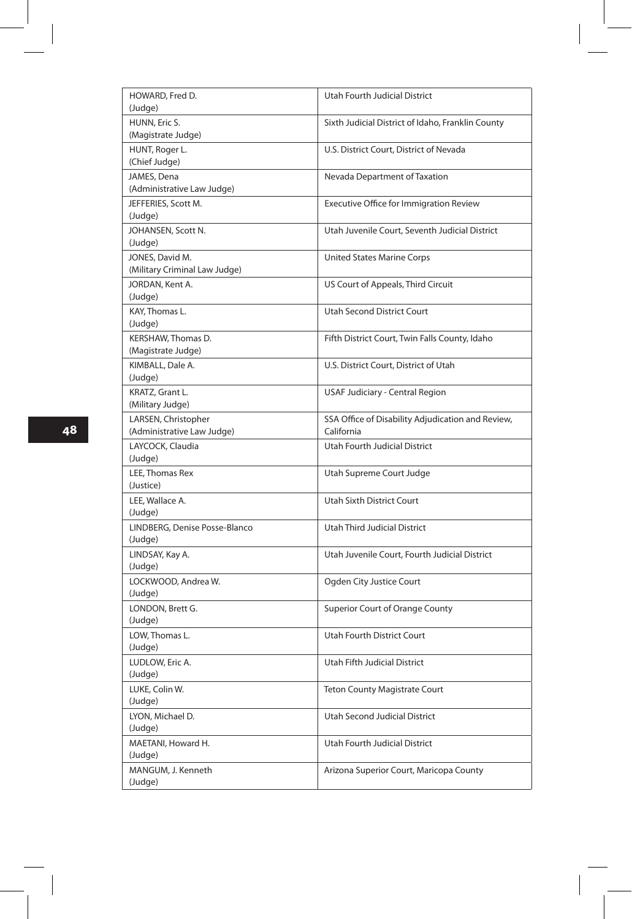| | |
|---|---|
| HOWARD, Fred D.<br>(Judge) | Utah Fourth Judicial District |
| HUNN, Eric S.<br>(Magistrate Judge) | Sixth Judicial District of Idaho, Franklin County |
| HUNT, Roger L.<br>(Chief Judge) | U.S. District Court, District of Nevada |
| JAMES, Dena<br>(Administrative Law Judge) | Nevada Department of Taxation |
| JEFFERIES, Scott M.<br>(Judge) | Executive Office for Immigration Review |
| JOHANSEN, Scott N.<br>(Judge) | Utah Juvenile Court, Seventh Judicial District |
| JONES, David M.<br>(Military Criminal Law Judge) | United States Marine Corps |
| JORDAN, Kent A.<br>(Judge) | US Court of Appeals, Third Circuit |
| KAY, Thomas L.<br>(Judge) | Utah Second District Court |
| KERSHAW, Thomas D.<br>(Magistrate Judge) | Fifth District Court, Twin Falls County, Idaho |
| KIMBALL, Dale A.<br>(Judge) | U.S. District Court, District of Utah |
| KRATZ, Grant L.<br>(Military Judge) | USAF Judiciary - Central Region |
| LARSEN, Christopher<br>(Administrative Law Judge) | SSA Office of Disability Adjudication and Review, California |
| LAYCOCK, Claudia<br>(Judge) | Utah Fourth Judicial District |
| LEE, Thomas Rex<br>(Justice) | Utah Supreme Court Judge |
| LEE, Wallace A.<br>(Judge) | Utah Sixth District Court |
| LINDBERG, Denise Posse-Blanco<br>(Judge) | Utah Third Judicial District |
| LINDSAY, Kay A.<br>(Judge) | Utah Juvenile Court, Fourth Judicial District |
| LOCKWOOD, Andrea W.<br>(Judge) | Ogden City Justice Court |
| LONDON, Brett G.<br>(Judge) | Superior Court of Orange County |
| LOW, Thomas L.<br>(Judge) | Utah Fourth District Court |
| LUDLOW, Eric A.<br>(Judge) | Utah Fifth Judicial District |
| LUKE, Colin W.<br>(Judge) | Teton County Magistrate Court |
| LYON, Michael D.<br>(Judge) | Utah Second Judicial District |
| MAETANI, Howard H.<br>(Judge) | Utah Fourth Judicial District |
| MANGUM, J. Kenneth<br>(Judge) | Arizona Superior Court, Maricopa County |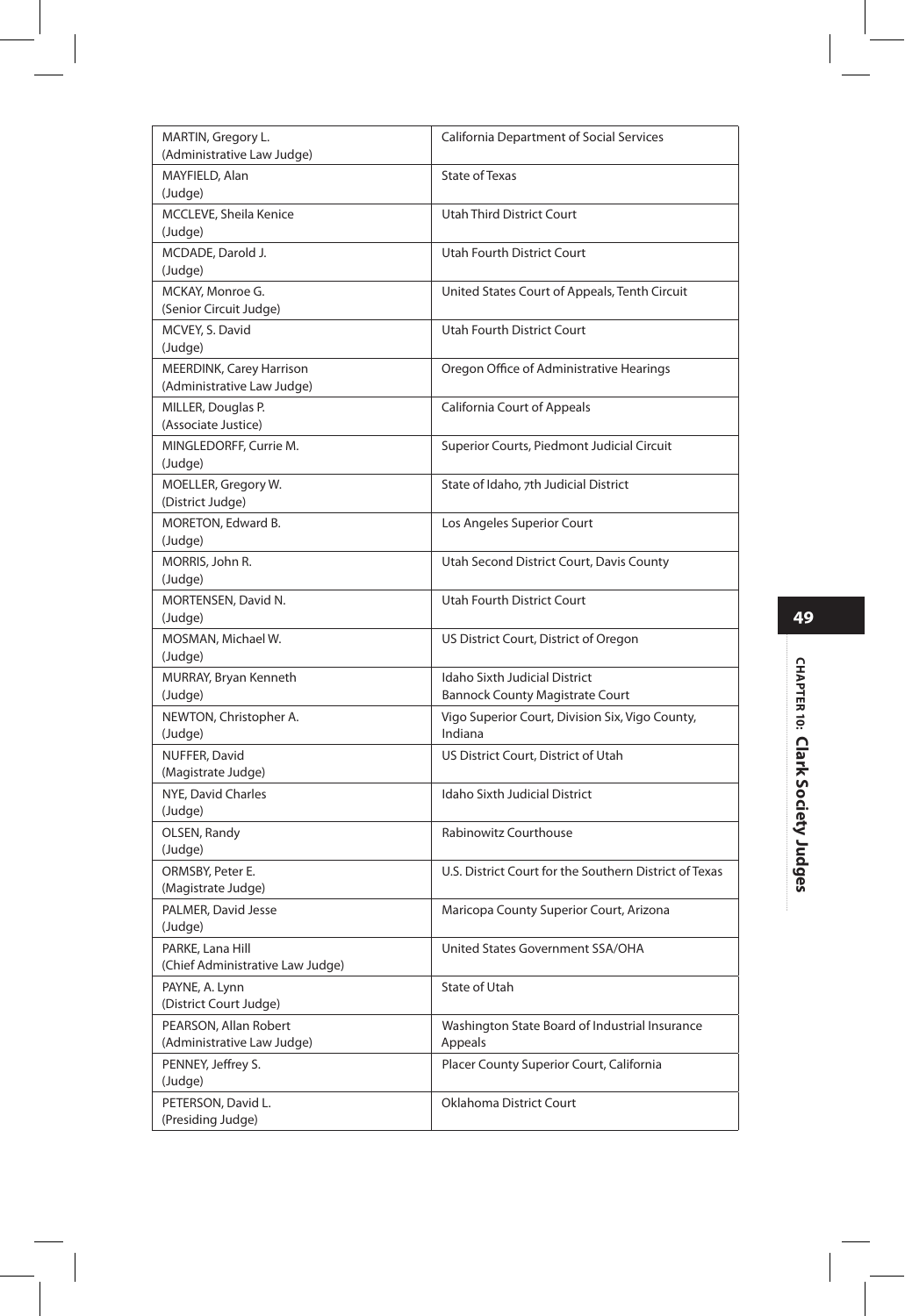| | |
|---|---|
| MARTIN, Gregory L.<br>(Administrative Law Judge) | California Department of Social Services |
| MAYFIELD, Alan<br>(Judge) | State of Texas |
| MCCLEVE, Sheila Kenice<br>(Judge) | Utah Third District Court |
| MCDADE, Darold J.<br>(Judge) | Utah Fourth District Court |
| MCKAY, Monroe G.<br>(Senior Circuit Judge) | United States Court of Appeals, Tenth Circuit |
| MCVEY, S. David<br>(Judge) | Utah Fourth District Court |
| MEERDINK, Carey Harrison<br>(Administrative Law Judge) | Oregon Office of Administrative Hearings |
| MILLER, Douglas P.<br>(Associate Justice) | California Court of Appeals |
| MINGLEDORFF, Currie M.<br>(Judge) | Superior Courts, Piedmont Judicial Circuit |
| MOELLER, Gregory W.<br>(District Judge) | State of Idaho, 7th Judicial District |
| MORETON, Edward B.<br>(Judge) | Los Angeles Superior Court |
| MORRIS, John R.<br>(Judge) | Utah Second District Court, Davis County |
| MORTENSEN, David N.<br>(Judge) | Utah Fourth District Court |
| MOSMAN, Michael W.<br>(Judge) | US District Court, District of Oregon |
| MURRAY, Bryan Kenneth<br>(Judge) | Idaho Sixth Judicial District<br>Bannock County Magistrate Court |
| NEWTON, Christopher A.<br>(Judge) | Vigo Superior Court, Division Six, Vigo County, Indiana |
| NUFFER, David<br>(Magistrate Judge) | US District Court, District of Utah |
| NYE, David Charles<br>(Judge) | Idaho Sixth Judicial District |
| OLSEN, Randy<br>(Judge) | Rabinowitz Courthouse |
| ORMSBY, Peter E.<br>(Magistrate Judge) | U.S. District Court for the Southern District of Texas |
| PALMER, David Jesse<br>(Judge) | Maricopa County Superior Court, Arizona |
| PARKE, Lana Hill<br>(Chief Administrative Law Judge) | United States Government SSA/OHA |
| PAYNE, A. Lynn<br>(District Court Judge) | State of Utah |
| PEARSON, Allan Robert<br>(Administrative Law Judge) | Washington State Board of Industrial Insurance Appeals |
| PENNEY, Jeffrey S.<br>(Judge) | Placer County Superior Court, California |
| PETERSON, David L.<br>(Presiding Judge) | Oklahoma District Court |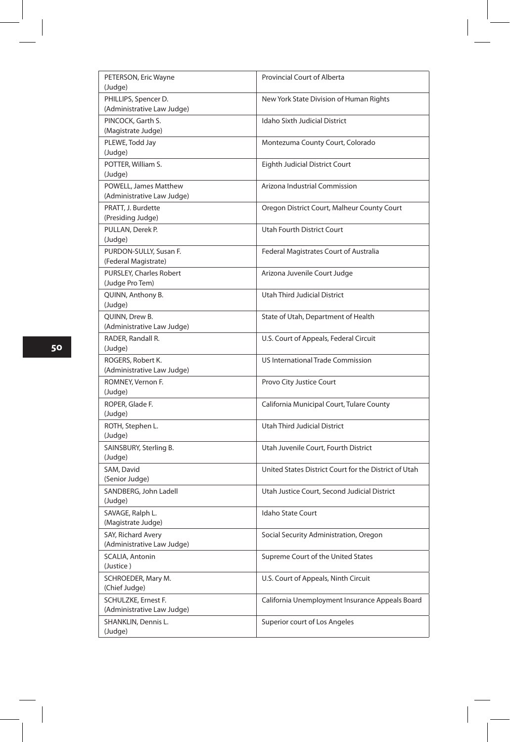| | |
|---|---|
| PETERSON, Eric Wayne<br>(Judge) | Provincial Court of Alberta |
| PHILLIPS, Spencer D.<br>(Administrative Law Judge) | New York State Division of Human Rights |
| PINCOCK, Garth S.<br>(Magistrate Judge) | Idaho Sixth Judicial District |
| PLEWE, Todd Jay<br>(Judge) | Montezuma County Court, Colorado |
| POTTER, William S.<br>(Judge) | Eighth Judicial District Court |
| POWELL, James Matthew<br>(Administrative Law Judge) | Arizona Industrial Commission |
| PRATT, J. Burdette<br>(Presiding Judge) | Oregon District Court, Malheur County Court |
| PULLAN, Derek P.<br>(Judge) | Utah Fourth District Court |
| PURDON-SULLY, Susan F.<br>(Federal Magistrate) | Federal Magistrates Court of Australia |
| PURSLEY, Charles Robert<br>(Judge Pro Tem) | Arizona Juvenile Court Judge |
| QUINN, Anthony B.<br>(Judge) | Utah Third Judicial District |
| QUINN, Drew B.<br>(Administrative Law Judge) | State of Utah, Department of Health |
| RADER, Randall R.<br>(Judge) | U.S. Court of Appeals, Federal Circuit |
| ROGERS, Robert K.<br>(Administrative Law Judge) | US International Trade Commission |
| ROMNEY, Vernon F.<br>(Judge) | Provo City Justice Court |
| ROPER, Glade F.<br>(Judge) | California Municipal Court, Tulare County |
| ROTH, Stephen L.<br>(Judge) | Utah Third Judicial District |
| SAINSBURY, Sterling B.<br>(Judge) | Utah Juvenile Court, Fourth District |
| SAM, David<br>(Senior Judge) | United States District Court for the District of Utah |
| SANDBERG, John Ladell<br>(Judge) | Utah Justice Court, Second Judicial District |
| SAVAGE, Ralph L.<br>(Magistrate Judge) | Idaho State Court |
| SAY, Richard Avery<br>(Administrative Law Judge) | Social Security Administration, Oregon |
| SCALIA, Antonin<br>(Justice ) | Supreme Court of the United States |
| SCHROEDER, Mary M.<br>(Chief Judge) | U.S. Court of Appeals, Ninth Circuit |
| SCHULZKE, Ernest F.<br>(Administrative Law Judge) | California Unemployment Insurance Appeals Board |
| SHANKLIN, Dennis L.<br>(Judge) | Superior court of Los Angeles |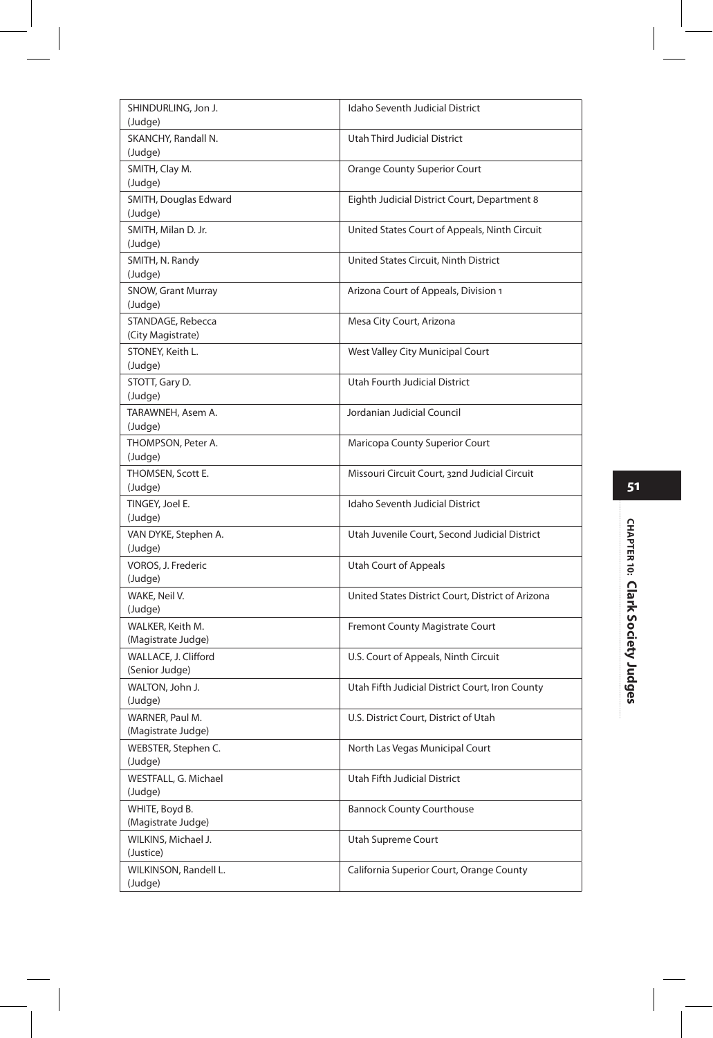| | |
|---|---|
| SHINDURLING, Jon J. (Judge) | Idaho Seventh Judicial District |
| SKANCHY, Randall N. (Judge) | Utah Third Judicial District |
| SMITH, Clay M. (Judge) | Orange County Superior Court |
| SMITH, Douglas Edward (Judge) | Eighth Judicial District Court, Department 8 |
| SMITH, Milan D. Jr. (Judge) | United States Court of Appeals, Ninth Circuit |
| SMITH, N. Randy (Judge) | United States Circuit, Ninth District |
| SNOW, Grant Murray (Judge) | Arizona Court of Appeals, Division 1 |
| STANDAGE, Rebecca (City Magistrate) | Mesa City Court, Arizona |
| STONEY, Keith L. (Judge) | West Valley City Municipal Court |
| STOTT, Gary D. (Judge) | Utah Fourth Judicial District |
| TARAWNEH, Asem A. (Judge) | Jordanian Judicial Council |
| THOMPSON, Peter A. (Judge) | Maricopa County Superior Court |
| THOMSEN, Scott E. (Judge) | Missouri Circuit Court, 32nd Judicial Circuit |
| TINGEY, Joel E. (Judge) | Idaho Seventh Judicial District |
| VAN DYKE, Stephen A. (Judge) | Utah Juvenile Court, Second Judicial District |
| VOROS, J. Frederic (Judge) | Utah Court of Appeals |
| WAKE, Neil V. (Judge) | United States District Court, District of Arizona |
| WALKER, Keith M. (Magistrate Judge) | Fremont County Magistrate Court |
| WALLACE, J. Clifford (Senior Judge) | U.S. Court of Appeals, Ninth Circuit |
| WALTON, John J. (Judge) | Utah Fifth Judicial District Court, Iron County |
| WARNER, Paul M. (Magistrate Judge) | U.S. District Court, District of Utah |
| WEBSTER, Stephen C. (Judge) | North Las Vegas Municipal Court |
| WESTFALL, G. Michael (Judge) | Utah Fifth Judicial District |
| WHITE, Boyd B. (Magistrate Judge) | Bannock County Courthouse |
| WILKINS, Michael J. (Justice) | Utah Supreme Court |
| WILKINSON, Randell L. (Judge) | California Superior Court, Orange County |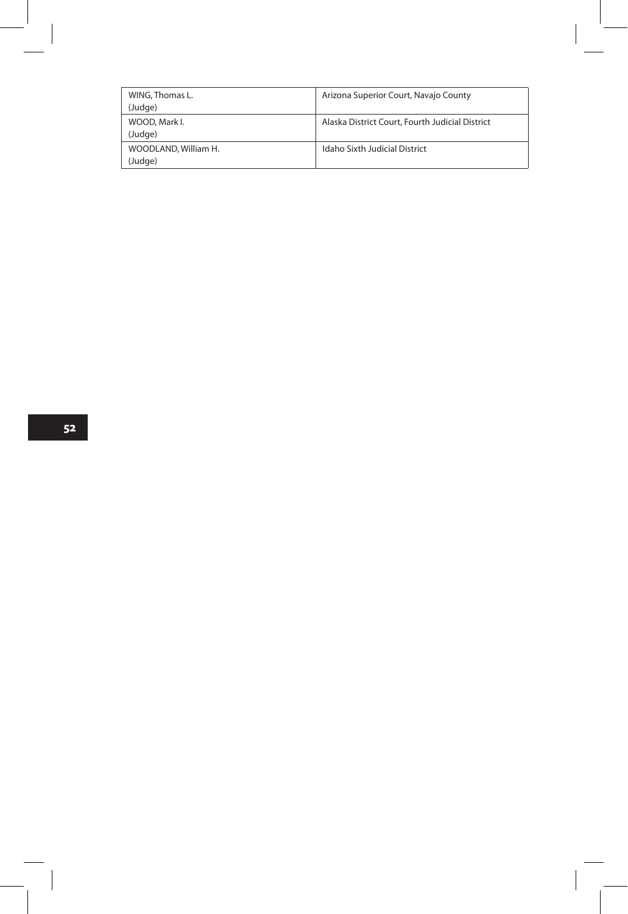| | |
|---|---|
| WING, Thomas L. (Judge) | Arizona Superior Court, Navajo County |
| WOOD, Mark I. (Judge) | Alaska District Court, Fourth Judicial District |
| WOODLAND, William H. (Judge) | Idaho Sixth Judicial District |